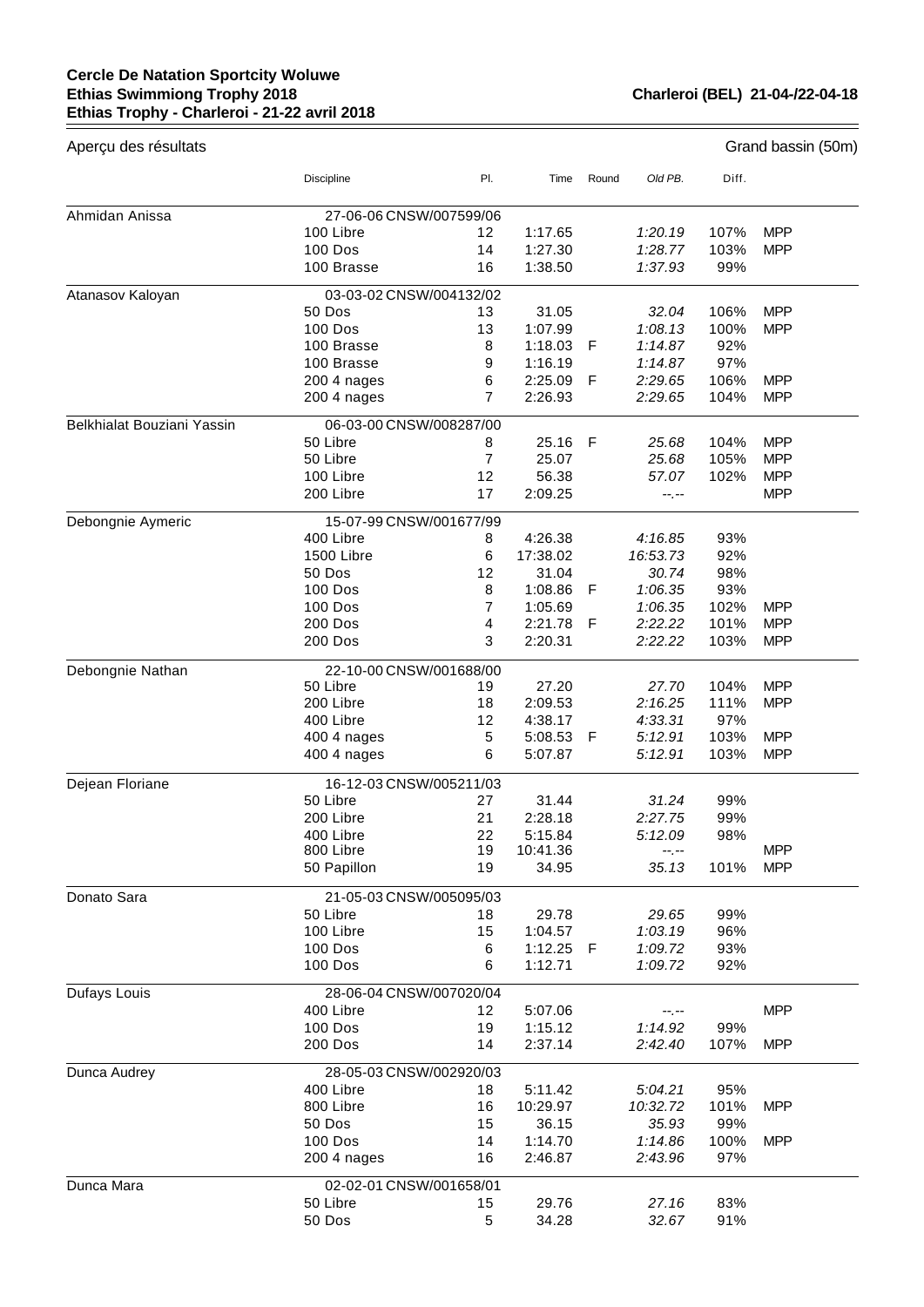**Cercle De Natation Sportcity Woluwe**
**Ethias Swimmiong Trophy 2018**
**Ethias Trophy - Charleroi - 21-22 avril 2018**

**Charleroi (BEL) 21-04-/22-04-18**

Aperçu des résultats — Grand bassin (50m)

| | Discipline | Pl. | Time | Round | Old PB. | Diff. | |
|---|---|---|---|---|---|---|---|
| Ahmidan Anissa | 27-06-06 CNSW/007599/06 | | | | | | |
| | 100 Libre | 12 | 1:17.65 | | *1:20.19* | 107% | MPP |
| | 100 Dos | 14 | 1:27.30 | | *1:28.77* | 103% | MPP |
| | 100 Brasse | 16 | 1:38.50 | | *1:37.93* | 99% | |
| Atanasov Kaloyan | 03-03-02 CNSW/004132/02 | | | | | | |
| | 50 Dos | 13 | 31.05 | | *32.04* | 106% | MPP |
| | 100 Dos | 13 | 1:07.99 | | *1:08.13* | 100% | MPP |
| | 100 Brasse | 8 | 1:18.03 | F | *1:14.87* | 92% | |
| | 100 Brasse | 9 | 1:16.19 | | *1:14.87* | 97% | |
| | 200 4 nages | 6 | 2:25.09 | F | *2:29.65* | 106% | MPP |
| | 200 4 nages | 7 | 2:26.93 | | *2:29.65* | 104% | MPP |
| Belkhialat Bouziani Yassin | 06-03-00 CNSW/008287/00 | | | | | | |
| | 50 Libre | 8 | 25.16 | F | *25.68* | 104% | MPP |
| | 50 Libre | 7 | 25.07 | | *25.68* | 105% | MPP |
| | 100 Libre | 12 | 56.38 | | *57.07* | 102% | MPP |
| | 200 Libre | 17 | 2:09.25 | | *--.--* | | MPP |
| Debongnie Aymeric | 15-07-99 CNSW/001677/99 | | | | | | |
| | 400 Libre | 8 | 4:26.38 | | *4:16.85* | 93% | |
| | 1500 Libre | 6 | 17:38.02 | | *16:53.73* | 92% | |
| | 50 Dos | 12 | 31.04 | | *30.74* | 98% | |
| | 100 Dos | 8 | 1:08.86 | F | *1:06.35* | 93% | |
| | 100 Dos | 7 | 1:05.69 | | *1:06.35* | 102% | MPP |
| | 200 Dos | 4 | 2:21.78 | F | *2:22.22* | 101% | MPP |
| | 200 Dos | 3 | 2:20.31 | | *2:22.22* | 103% | MPP |
| Debongnie Nathan | 22-10-00 CNSW/001688/00 | | | | | | |
| | 50 Libre | 19 | 27.20 | | *27.70* | 104% | MPP |
| | 200 Libre | 18 | 2:09.53 | | *2:16.25* | 111% | MPP |
| | 400 Libre | 12 | 4:38.17 | | *4:33.31* | 97% | |
| | 400 4 nages | 5 | 5:08.53 | F | *5:12.91* | 103% | MPP |
| | 400 4 nages | 6 | 5:07.87 | | *5:12.91* | 103% | MPP |
| Dejean Floriane | 16-12-03 CNSW/005211/03 | | | | | | |
| | 50 Libre | 27 | 31.44 | | *31.24* | 99% | |
| | 200 Libre | 21 | 2:28.18 | | *2:27.75* | 99% | |
| | 400 Libre | 22 | 5:15.84 | | *5:12.09* | 98% | |
| | 800 Libre | 19 | 10:41.36 | | *--.--* | | MPP |
| | 50 Papillon | 19 | 34.95 | | *35.13* | 101% | MPP |
| Donato Sara | 21-05-03 CNSW/005095/03 | | | | | | |
| | 50 Libre | 18 | 29.78 | | *29.65* | 99% | |
| | 100 Libre | 15 | 1:04.57 | | *1:03.19* | 96% | |
| | 100 Dos | 6 | 1:12.25 | F | *1:09.72* | 93% | |
| | 100 Dos | 6 | 1:12.71 | | *1:09.72* | 92% | |
| Dufays Louis | 28-06-04 CNSW/007020/04 | | | | | | |
| | 400 Libre | 12 | 5:07.06 | | *--.--* | | MPP |
| | 100 Dos | 19 | 1:15.12 | | *1:14.92* | 99% | |
| | 200 Dos | 14 | 2:37.14 | | *2:42.40* | 107% | MPP |
| Dunca Audrey | 28-05-03 CNSW/002920/03 | | | | | | |
| | 400 Libre | 18 | 5:11.42 | | *5:04.21* | 95% | |
| | 800 Libre | 16 | 10:29.97 | | *10:32.72* | 101% | MPP |
| | 50 Dos | 15 | 36.15 | | *35.93* | 99% | |
| | 100 Dos | 14 | 1:14.70 | | *1:14.86* | 100% | MPP |
| | 200 4 nages | 16 | 2:46.87 | | *2:43.96* | 97% | |
| Dunca Mara | 02-02-01 CNSW/001658/01 | | | | | | |
| | 50 Libre | 15 | 29.76 | | *27.16* | 83% | |
| | 50 Dos | 5 | 34.28 | | *32.67* | 91% | |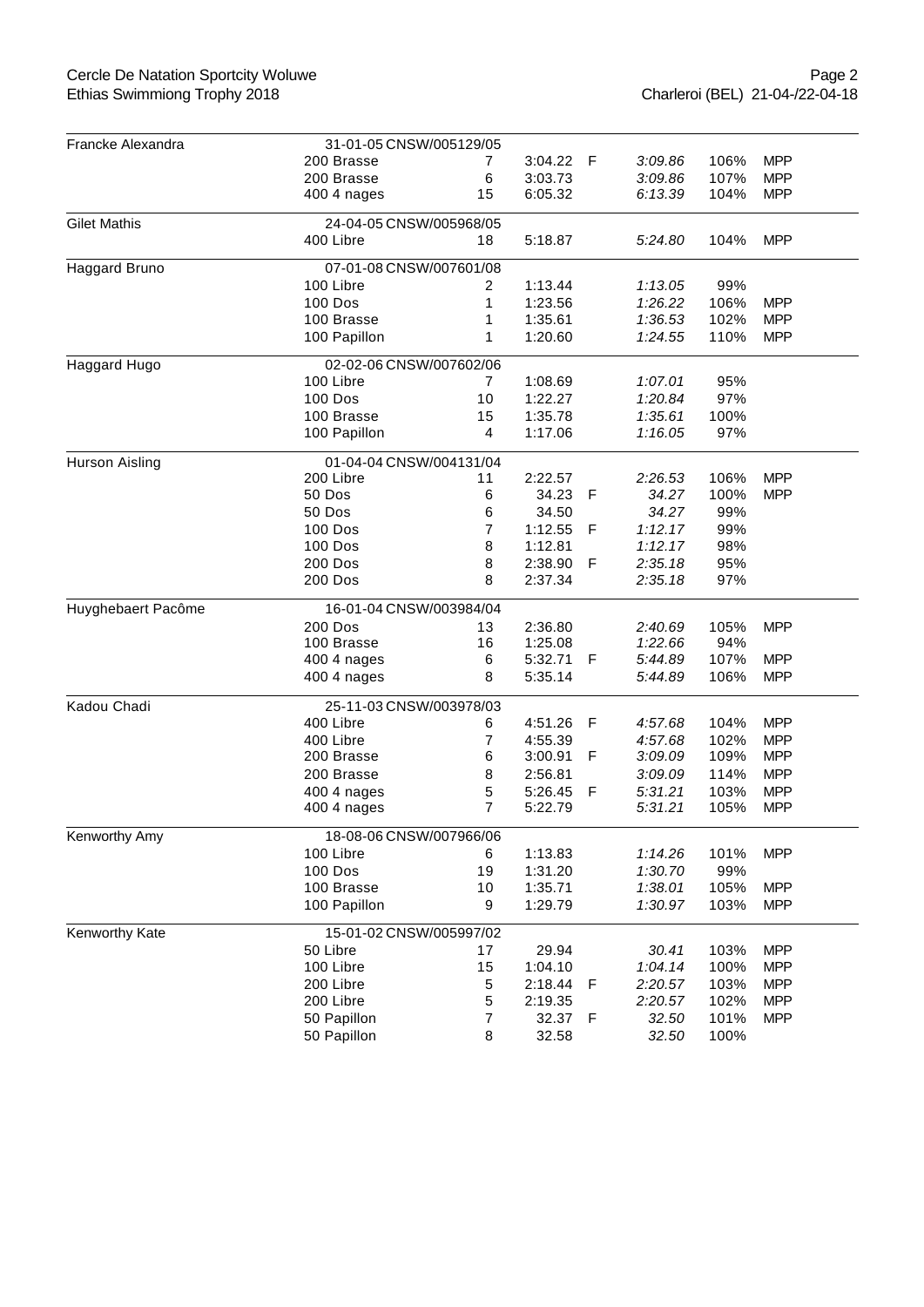| Nom | Épreuve | Place | Temps | F | Référence | % | MPP |
|---|---|---|---|---|---|---|---|
| Francke Alexandra | 31-01-05 CNSW/005129/05 | | | | | | |
| | 200 Brasse | 7 | 3:04.22 | F | *3:09.86* | 106% | MPP |
| | 200 Brasse | 6 | 3:03.73 | | *3:09.86* | 107% | MPP |
| | 400 4 nages | 15 | 6:05.32 | | *6:13.39* | 104% | MPP |
| Gilet Mathis | 24-04-05 CNSW/005968/05 | | | | | | |
| | 400 Libre | 18 | 5:18.87 | | *5:24.80* | 104% | MPP |
| Haggard Bruno | 07-01-08 CNSW/007601/08 | | | | | | |
| | 100 Libre | 2 | 1:13.44 | | *1:13.05* | 99% | |
| | 100 Dos | 1 | 1:23.56 | | *1:26.22* | 106% | MPP |
| | 100 Brasse | 1 | 1:35.61 | | *1:36.53* | 102% | MPP |
| | 100 Papillon | 1 | 1:20.60 | | *1:24.55* | 110% | MPP |
| Haggard Hugo | 02-02-06 CNSW/007602/06 | | | | | | |
| | 100 Libre | 7 | 1:08.69 | | *1:07.01* | 95% | |
| | 100 Dos | 10 | 1:22.27 | | *1:20.84* | 97% | |
| | 100 Brasse | 15 | 1:35.78 | | *1:35.61* | 100% | |
| | 100 Papillon | 4 | 1:17.06 | | *1:16.05* | 97% | |
| Hurson Aisling | 01-04-04 CNSW/004131/04 | | | | | | |
| | 200 Libre | 11 | 2:22.57 | | *2:26.53* | 106% | MPP |
| | 50 Dos | 6 | 34.23 | F | *34.27* | 100% | MPP |
| | 50 Dos | 6 | 34.50 | | *34.27* | 99% | |
| | 100 Dos | 7 | 1:12.55 | F | *1:12.17* | 99% | |
| | 100 Dos | 8 | 1:12.81 | | *1:12.17* | 98% | |
| | 200 Dos | 8 | 2:38.90 | F | *2:35.18* | 95% | |
| | 200 Dos | 8 | 2:37.34 | | *2:35.18* | 97% | |
| Huyghebaert Pacôme | 16-01-04 CNSW/003984/04 | | | | | | |
| | 200 Dos | 13 | 2:36.80 | | *2:40.69* | 105% | MPP |
| | 100 Brasse | 16 | 1:25.08 | | *1:22.66* | 94% | |
| | 400 4 nages | 6 | 5:32.71 | F | *5:44.89* | 107% | MPP |
| | 400 4 nages | 8 | 5:35.14 | | *5:44.89* | 106% | MPP |
| Kadou Chadi | 25-11-03 CNSW/003978/03 | | | | | | |
| | 400 Libre | 6 | 4:51.26 | F | *4:57.68* | 104% | MPP |
| | 400 Libre | 7 | 4:55.39 | | *4:57.68* | 102% | MPP |
| | 200 Brasse | 6 | 3:00.91 | F | *3:09.09* | 109% | MPP |
| | 200 Brasse | 8 | 2:56.81 | | *3:09.09* | 114% | MPP |
| | 400 4 nages | 5 | 5:26.45 | F | *5:31.21* | 103% | MPP |
| | 400 4 nages | 7 | 5:22.79 | | *5:31.21* | 105% | MPP |
| Kenworthy Amy | 18-08-06 CNSW/007966/06 | | | | | | |
| | 100 Libre | 6 | 1:13.83 | | *1:14.26* | 101% | MPP |
| | 100 Dos | 19 | 1:31.20 | | *1:30.70* | 99% | |
| | 100 Brasse | 10 | 1:35.71 | | *1:38.01* | 105% | MPP |
| | 100 Papillon | 9 | 1:29.79 | | *1:30.97* | 103% | MPP |
| Kenworthy Kate | 15-01-02 CNSW/005997/02 | | | | | | |
| | 50 Libre | 17 | 29.94 | | *30.41* | 103% | MPP |
| | 100 Libre | 15 | 1:04.10 | | *1:04.14* | 100% | MPP |
| | 200 Libre | 5 | 2:18.44 | F | *2:20.57* | 103% | MPP |
| | 200 Libre | 5 | 2:19.35 | | *2:20.57* | 102% | MPP |
| | 50 Papillon | 7 | 32.37 | F | *32.50* | 101% | MPP |
| | 50 Papillon | 8 | 32.58 | | *32.50* | 100% | |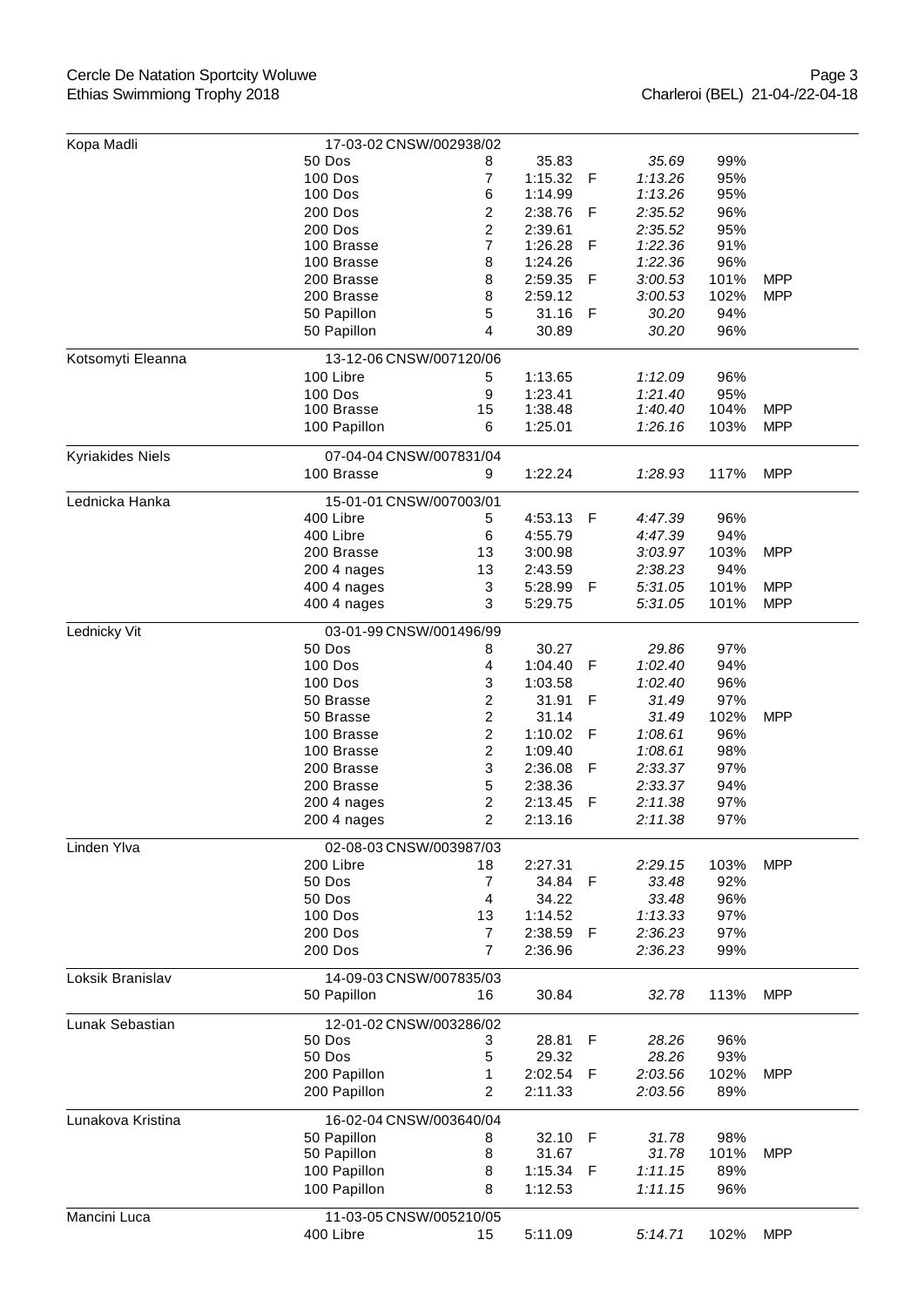| Name | Date / ID / Event | Place | Time | F | Best | % | |
|---|---|---|---|---|---|---|---|
| Kopa Madli | 17-03-02 CNSW/002938/02 | | | | | | |
| | 50 Dos | 8 | 35.83 | | *35.69* | 99% | |
| | 100 Dos | 7 | 1:15.32 | F | *1:13.26* | 95% | |
| | 100 Dos | 6 | 1:14.99 | | *1:13.26* | 95% | |
| | 200 Dos | 2 | 2:38.76 | F | *2:35.52* | 96% | |
| | 200 Dos | 2 | 2:39.61 | | *2:35.52* | 95% | |
| | 100 Brasse | 7 | 1:26.28 | F | *1:22.36* | 91% | |
| | 100 Brasse | 8 | 1:24.26 | | *1:22.36* | 96% | |
| | 200 Brasse | 8 | 2:59.35 | F | *3:00.53* | 101% | MPP |
| | 200 Brasse | 8 | 2:59.12 | | *3:00.53* | 102% | MPP |
| | 50 Papillon | 5 | 31.16 | F | *30.20* | 94% | |
| | 50 Papillon | 4 | 30.89 | | *30.20* | 96% | |
| Kotsomyti Eleanna | 13-12-06 CNSW/007120/06 | | | | | | |
| | 100 Libre | 5 | 1:13.65 | | *1:12.09* | 96% | |
| | 100 Dos | 9 | 1:23.41 | | *1:21.40* | 95% | |
| | 100 Brasse | 15 | 1:38.48 | | *1:40.40* | 104% | MPP |
| | 100 Papillon | 6 | 1:25.01 | | *1:26.16* | 103% | MPP |
| Kyriakides Niels | 07-04-04 CNSW/007831/04 | | | | | | |
| | 100 Brasse | 9 | 1:22.24 | | *1:28.93* | 117% | MPP |
| Lednicka Hanka | 15-01-01 CNSW/007003/01 | | | | | | |
| | 400 Libre | 5 | 4:53.13 | F | *4:47.39* | 96% | |
| | 400 Libre | 6 | 4:55.79 | | *4:47.39* | 94% | |
| | 200 Brasse | 13 | 3:00.98 | | *3:03.97* | 103% | MPP |
| | 200 4 nages | 13 | 2:43.59 | | *2:38.23* | 94% | |
| | 400 4 nages | 3 | 5:28.99 | F | *5:31.05* | 101% | MPP |
| | 400 4 nages | 3 | 5:29.75 | | *5:31.05* | 101% | MPP |
| Lednicky Vit | 03-01-99 CNSW/001496/99 | | | | | | |
| | 50 Dos | 8 | 30.27 | | *29.86* | 97% | |
| | 100 Dos | 4 | 1:04.40 | F | *1:02.40* | 94% | |
| | 100 Dos | 3 | 1:03.58 | | *1:02.40* | 96% | |
| | 50 Brasse | 2 | 31.91 | F | *31.49* | 97% | |
| | 50 Brasse | 2 | 31.14 | | *31.49* | 102% | MPP |
| | 100 Brasse | 2 | 1:10.02 | F | *1:08.61* | 96% | |
| | 100 Brasse | 2 | 1:09.40 | | *1:08.61* | 98% | |
| | 200 Brasse | 3 | 2:36.08 | F | *2:33.37* | 97% | |
| | 200 Brasse | 5 | 2:38.36 | | *2:33.37* | 94% | |
| | 200 4 nages | 2 | 2:13.45 | F | *2:11.38* | 97% | |
| | 200 4 nages | 2 | 2:13.16 | | *2:11.38* | 97% | |
| Linden Ylva | 02-08-03 CNSW/003987/03 | | | | | | |
| | 200 Libre | 18 | 2:27.31 | | *2:29.15* | 103% | MPP |
| | 50 Dos | 7 | 34.84 | F | *33.48* | 92% | |
| | 50 Dos | 4 | 34.22 | | *33.48* | 96% | |
| | 100 Dos | 13 | 1:14.52 | | *1:13.33* | 97% | |
| | 200 Dos | 7 | 2:38.59 | F | *2:36.23* | 97% | |
| | 200 Dos | 7 | 2:36.96 | | *2:36.23* | 99% | |
| Loksik Branislav | 14-09-03 CNSW/007835/03 | | | | | | |
| | 50 Papillon | 16 | 30.84 | | *32.78* | 113% | MPP |
| Lunak Sebastian | 12-01-02 CNSW/003286/02 | | | | | | |
| | 50 Dos | 3 | 28.81 | F | *28.26* | 96% | |
| | 50 Dos | 5 | 29.32 | | *28.26* | 93% | |
| | 200 Papillon | 1 | 2:02.54 | F | *2:03.56* | 102% | MPP |
| | 200 Papillon | 2 | 2:11.33 | | *2:03.56* | 89% | |
| Lunakova Kristina | 16-02-04 CNSW/003640/04 | | | | | | |
| | 50 Papillon | 8 | 32.10 | F | *31.78* | 98% | |
| | 50 Papillon | 8 | 31.67 | | *31.78* | 101% | MPP |
| | 100 Papillon | 8 | 1:15.34 | F | *1:11.15* | 89% | |
| | 100 Papillon | 8 | 1:12.53 | | *1:11.15* | 96% | |
| Mancini Luca | 11-03-05 CNSW/005210/05 | | | | | | |
| | 400 Libre | 15 | 5:11.09 | | *5:14.71* | 102% | MPP |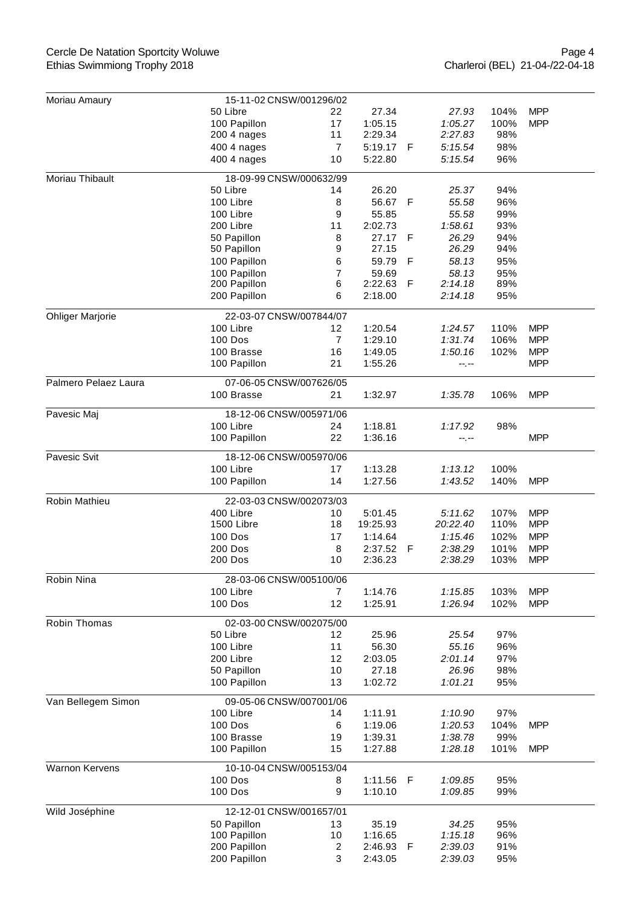| Nom | Date / Licence | Position | Temps | F | Temps de référence | % | |
|---|---|---|---|---|---|---|---|
| Moriau Amaury | 15-11-02 CNSW/001296/02 | | | | | | |
| | 50 Libre | 22 | 27.34 | | *27.93* | 104% | MPP |
| | 100 Papillon | 17 | 1:05.15 | | *1:05.27* | 100% | MPP |
| | 200 4 nages | 11 | 2:29.34 | | *2:27.83* | 98% | |
| | 400 4 nages | 7 | 5:19.17 | F | *5:15.54* | 98% | |
| | 400 4 nages | 10 | 5:22.80 | | *5:15.54* | 96% | |
| Moriau Thibault | 18-09-99 CNSW/000632/99 | | | | | | |
| | 50 Libre | 14 | 26.20 | | *25.37* | 94% | |
| | 100 Libre | 8 | 56.67 | F | *55.58* | 96% | |
| | 100 Libre | 9 | 55.85 | | *55.58* | 99% | |
| | 200 Libre | 11 | 2:02.73 | | *1:58.61* | 93% | |
| | 50 Papillon | 8 | 27.17 | F | *26.29* | 94% | |
| | 50 Papillon | 9 | 27.15 | | *26.29* | 94% | |
| | 100 Papillon | 6 | 59.79 | F | *58.13* | 95% | |
| | 100 Papillon | 7 | 59.69 | | *58.13* | 95% | |
| | 200 Papillon | 6 | 2:22.63 | F | *2:14.18* | 89% | |
| | 200 Papillon | 6 | 2:18.00 | | *2:14.18* | 95% | |
| Ohliger Marjorie | 22-03-07 CNSW/007844/07 | | | | | | |
| | 100 Libre | 12 | 1:20.54 | | *1:24.57* | 110% | MPP |
| | 100 Dos | 7 | 1:29.10 | | *1:31.74* | 106% | MPP |
| | 100 Brasse | 16 | 1:49.05 | | *1:50.16* | 102% | MPP |
| | 100 Papillon | 21 | 1:55.26 | | *--.--* | | MPP |
| Palmero Pelaez Laura | 07-06-05 CNSW/007626/05 | | | | | | |
| | 100 Brasse | 21 | 1:32.97 | | *1:35.78* | 106% | MPP |
| Pavesic Maj | 18-12-06 CNSW/005971/06 | | | | | | |
| | 100 Libre | 24 | 1:18.81 | | *1:17.92* | 98% | |
| | 100 Papillon | 22 | 1:36.16 | | *--.--* | | MPP |
| Pavesic Svit | 18-12-06 CNSW/005970/06 | | | | | | |
| | 100 Libre | 17 | 1:13.28 | | *1:13.12* | 100% | |
| | 100 Papillon | 14 | 1:27.56 | | *1:43.52* | 140% | MPP |
| Robin Mathieu | 22-03-03 CNSW/002073/03 | | | | | | |
| | 400 Libre | 10 | 5:01.45 | | *5:11.62* | 107% | MPP |
| | 1500 Libre | 18 | 19:25.93 | | *20:22.40* | 110% | MPP |
| | 100 Dos | 17 | 1:14.64 | | *1:15.46* | 102% | MPP |
| | 200 Dos | 8 | 2:37.52 | F | *2:38.29* | 101% | MPP |
| | 200 Dos | 10 | 2:36.23 | | *2:38.29* | 103% | MPP |
| Robin Nina | 28-03-06 CNSW/005100/06 | | | | | | |
| | 100 Libre | 7 | 1:14.76 | | *1:15.85* | 103% | MPP |
| | 100 Dos | 12 | 1:25.91 | | *1:26.94* | 102% | MPP |
| Robin Thomas | 02-03-00 CNSW/002075/00 | | | | | | |
| | 50 Libre | 12 | 25.96 | | *25.54* | 97% | |
| | 100 Libre | 11 | 56.30 | | *55.16* | 96% | |
| | 200 Libre | 12 | 2:03.05 | | *2:01.14* | 97% | |
| | 50 Papillon | 10 | 27.18 | | *26.96* | 98% | |
| | 100 Papillon | 13 | 1:02.72 | | *1:01.21* | 95% | |
| Van Bellegem Simon | 09-05-06 CNSW/007001/06 | | | | | | |
| | 100 Libre | 14 | 1:11.91 | | *1:10.90* | 97% | |
| | 100 Dos | 6 | 1:19.06 | | *1:20.53* | 104% | MPP |
| | 100 Brasse | 19 | 1:39.31 | | *1:38.78* | 99% | |
| | 100 Papillon | 15 | 1:27.88 | | *1:28.18* | 101% | MPP |
| Warnon Kervens | 10-10-04 CNSW/005153/04 | | | | | | |
| | 100 Dos | 8 | 1:11.56 | F | *1:09.85* | 95% | |
| | 100 Dos | 9 | 1:10.10 | | *1:09.85* | 99% | |
| Wild Joséphine | 12-12-01 CNSW/001657/01 | | | | | | |
| | 50 Papillon | 13 | 35.19 | | *34.25* | 95% | |
| | 100 Papillon | 10 | 1:16.65 | | *1:15.18* | 96% | |
| | 200 Papillon | 2 | 2:46.93 | F | *2:39.03* | 91% | |
| | 200 Papillon | 3 | 2:43.05 | | *2:39.03* | 95% | |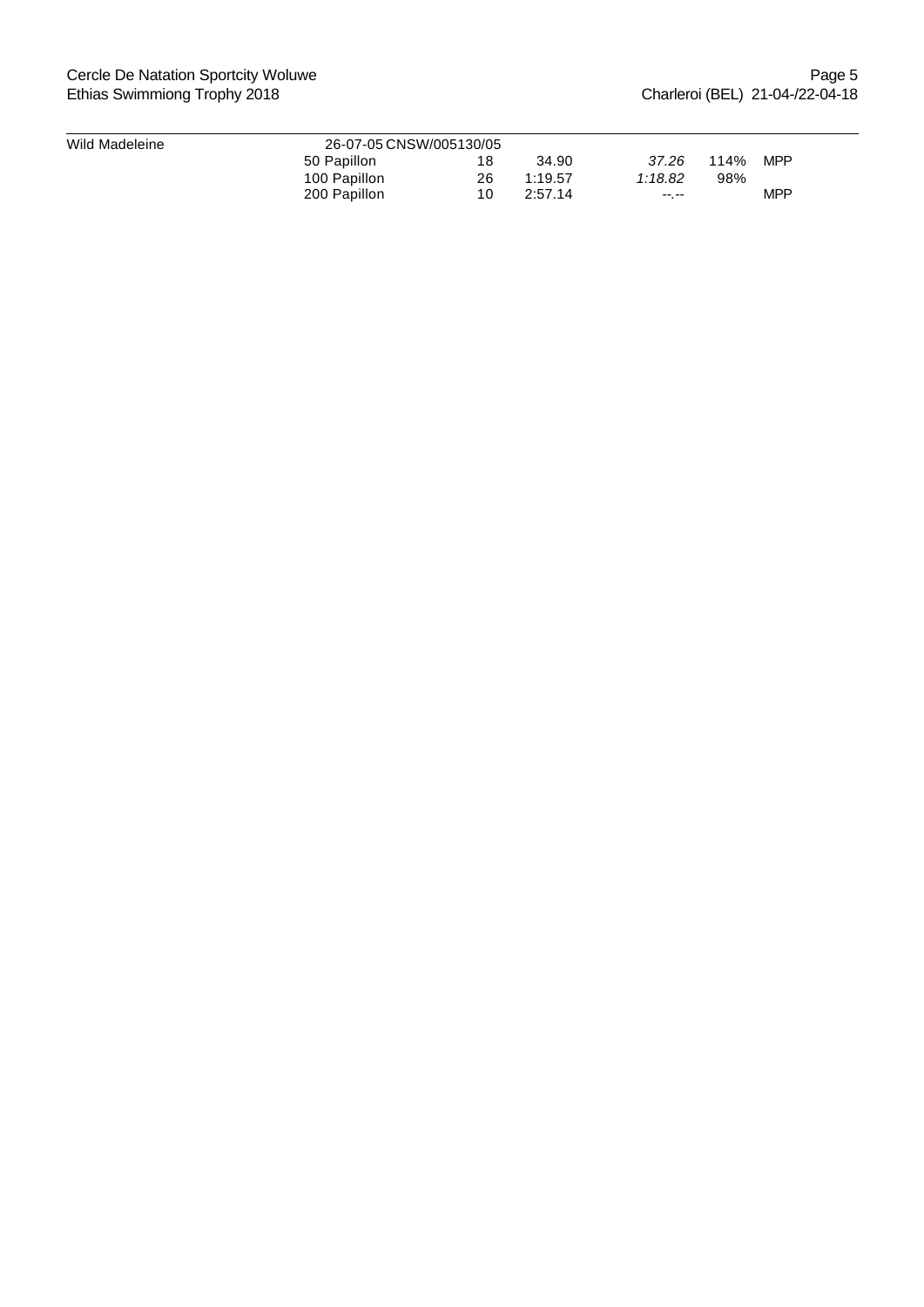| | | | | | | |
|---|---|---|---|---|---|---|
| Wild Madeleine | 26-07-05 CNSW/005130/05 | | | | | |
| | 50 Papillon | 18 | 34.90 | *37.26* | 114% | MPP |
| | 100 Papillon | 26 | 1:19.57 | *1:18.82* | 98% | |
| | 200 Papillon | 10 | 2:57.14 | --.-- | | MPP |